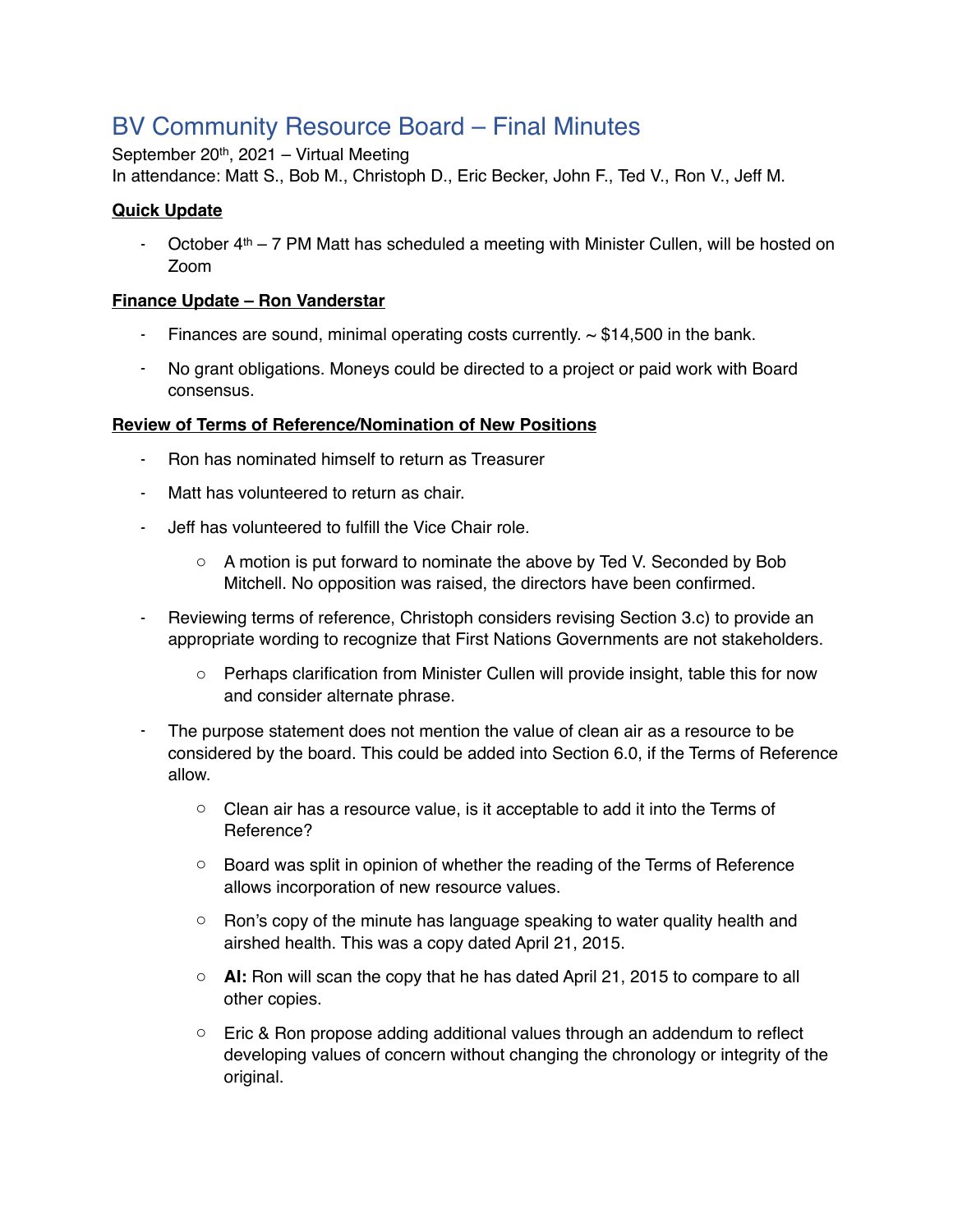# BV Community Resource Board – Final Minutes

September 20th, 2021 – Virtual Meeting
In attendance: Matt S., Bob M., Christoph D., Eric Becker, John F., Ted V., Ron V., Jeff M.

**Quick Update**

- October 4th – 7 PM Matt has scheduled a meeting with Minister Cullen, will be hosted on Zoom

**Finance Update – Ron Vanderstar**

- Finances are sound, minimal operating costs currently. ~ $14,500 in the bank.
- No grant obligations. Moneys could be directed to a project or paid work with Board consensus.

**Review of Terms of Reference/Nomination of New Positions**

- Ron has nominated himself to return as Treasurer
- Matt has volunteered to return as chair.
- Jeff has volunteered to fulfill the Vice Chair role.
    - A motion is put forward to nominate the above by Ted V. Seconded by Bob Mitchell. No opposition was raised, the directors have been confirmed.
- Reviewing terms of reference, Christoph considers revising Section 3.c) to provide an appropriate wording to recognize that First Nations Governments are not stakeholders.
    - Perhaps clarification from Minister Cullen will provide insight, table this for now and consider alternate phrase.
- The purpose statement does not mention the value of clean air as a resource to be considered by the board. This could be added into Section 6.0, if the Terms of Reference allow.
    - Clean air has a resource value, is it acceptable to add it into the Terms of Reference?
    - Board was split in opinion of whether the reading of the Terms of Reference allows incorporation of new resource values.
    - Ron's copy of the minute has language speaking to water quality health and airshed health. This was a copy dated April 21, 2015.
    - **AI:** Ron will scan the copy that he has dated April 21, 2015 to compare to all other copies.
    - Eric & Ron propose adding additional values through an addendum to reflect developing values of concern without changing the chronology or integrity of the original.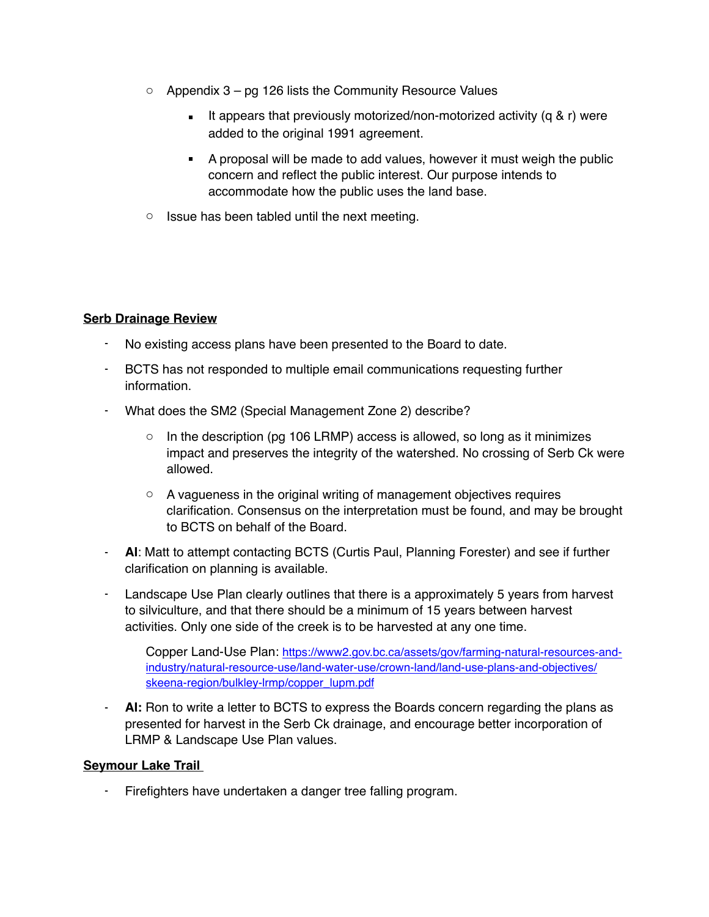- Appendix 3 – pg 126 lists the Community Resource Values
    - It appears that previously motorized/non-motorized activity (q & r) were added to the original 1991 agreement.
    - A proposal will be made to add values, however it must weigh the public concern and reflect the public interest. Our purpose intends to accommodate how the public uses the land base.
- Issue has been tabled until the next meeting.

**Serb Drainage Review**

- No existing access plans have been presented to the Board to date.
- BCTS has not responded to multiple email communications requesting further information.
- What does the SM2 (Special Management Zone 2) describe?
    - In the description (pg 106 LRMP) access is allowed, so long as it minimizes impact and preserves the integrity of the watershed. No crossing of Serb Ck were allowed.
    - A vagueness in the original writing of management objectives requires clarification. Consensus on the interpretation must be found, and may be brought to BCTS on behalf of the Board.
- **AI**: Matt to attempt contacting BCTS (Curtis Paul, Planning Forester) and see if further clarification on planning is available.
- Landscape Use Plan clearly outlines that there is a approximately 5 years from harvest to silviculture, and that there should be a minimum of 15 years between harvest activities. Only one side of the creek is to be harvested at any one time.

    Copper Land-Use Plan: https://www2.gov.bc.ca/assets/gov/farming-natural-resources-and-industry/natural-resource-use/land-water-use/crown-land/land-use-plans-and-objectives/skeena-region/bulkley-lrmp/copper_lupm.pdf

- **AI:** Ron to write a letter to BCTS to express the Boards concern regarding the plans as presented for harvest in the Serb Ck drainage, and encourage better incorporation of LRMP & Landscape Use Plan values.

**Seymour Lake Trail**

- Firefighters have undertaken a danger tree falling program.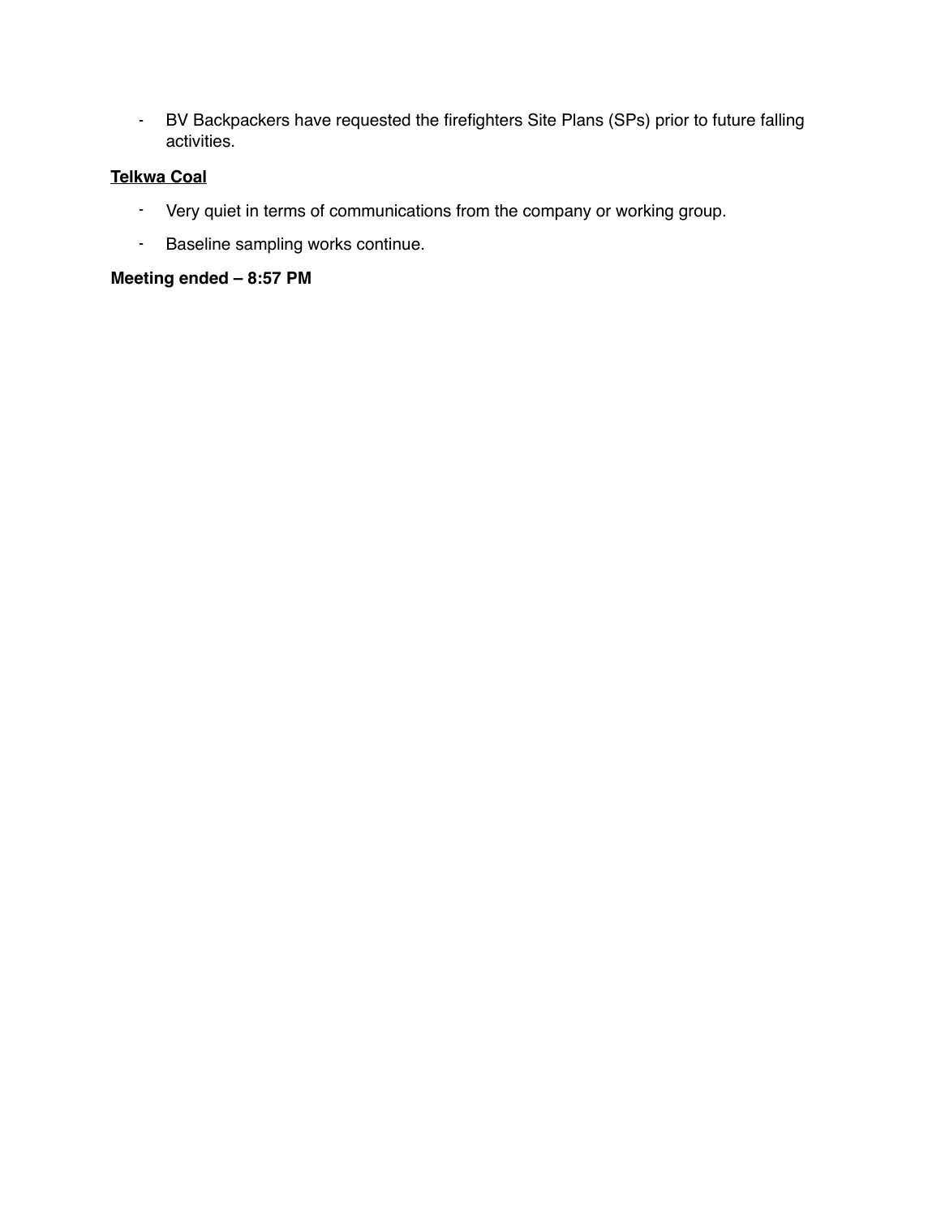- BV Backpackers have requested the firefighters Site Plans (SPs) prior to future falling activities.

**Telkwa Coal**

- Very quiet in terms of communications from the company or working group.
- Baseline sampling works continue.

**Meeting ended – 8:57 PM**